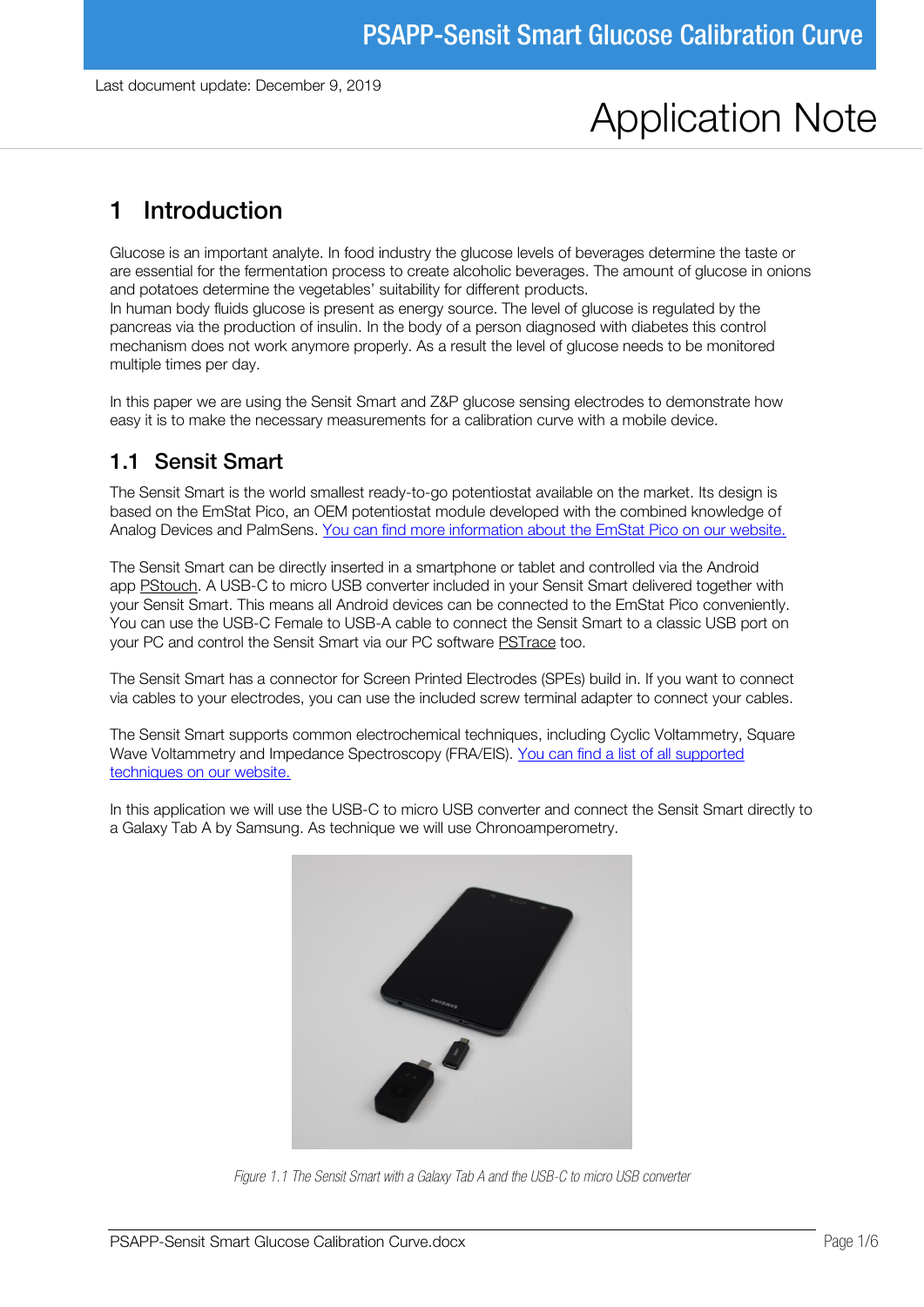Last document update: December 9, 2019

# Application Note

## 1 Introduction

Glucose is an important analyte. In food industry the glucose levels of beverages determine the taste or are essential for the fermentation process to create alcoholic beverages. The amount of glucose in onions and potatoes determine the vegetables' suitability for different products.
In human body fluids glucose is present as energy source. The level of glucose is regulated by the pancreas via the production of insulin. In the body of a person diagnosed with diabetes this control mechanism does not work anymore properly. As a result the level of glucose needs to be monitored multiple times per day.

In this paper we are using the Sensit Smart and Z&P glucose sensing electrodes to demonstrate how easy it is to make the necessary measurements for a calibration curve with a mobile device.

### 1.1 Sensit Smart

The Sensit Smart is the world smallest ready-to-go potentiostat available on the market. Its design is based on the EmStat Pico, an OEM potentiostat module developed with the combined knowledge of Analog Devices and PalmSens. You can find more information about the EmStat Pico on our website.

The Sensit Smart can be directly inserted in a smartphone or tablet and controlled via the Android app PStouch. A USB-C to micro USB converter included in your Sensit Smart delivered together with your Sensit Smart. This means all Android devices can be connected to the EmStat Pico conveniently. You can use the USB-C Female to USB-A cable to connect the Sensit Smart to a classic USB port on your PC and control the Sensit Smart via our PC software PSTrace too.

The Sensit Smart has a connector for Screen Printed Electrodes (SPEs) build in. If you want to connect via cables to your electrodes, you can use the included screw terminal adapter to connect your cables.

The Sensit Smart supports common electrochemical techniques, including Cyclic Voltammetry, Square Wave Voltammetry and Impedance Spectroscopy (FRA/EIS). You can find a list of all supported techniques on our website.

In this application we will use the USB-C to micro USB converter and connect the Sensit Smart directly to a Galaxy Tab A by Samsung. As technique we will use Chronoamperometry.

*Figure 1.1 The Sensit Smart with a Galaxy Tab A and the USB-C to micro USB converter*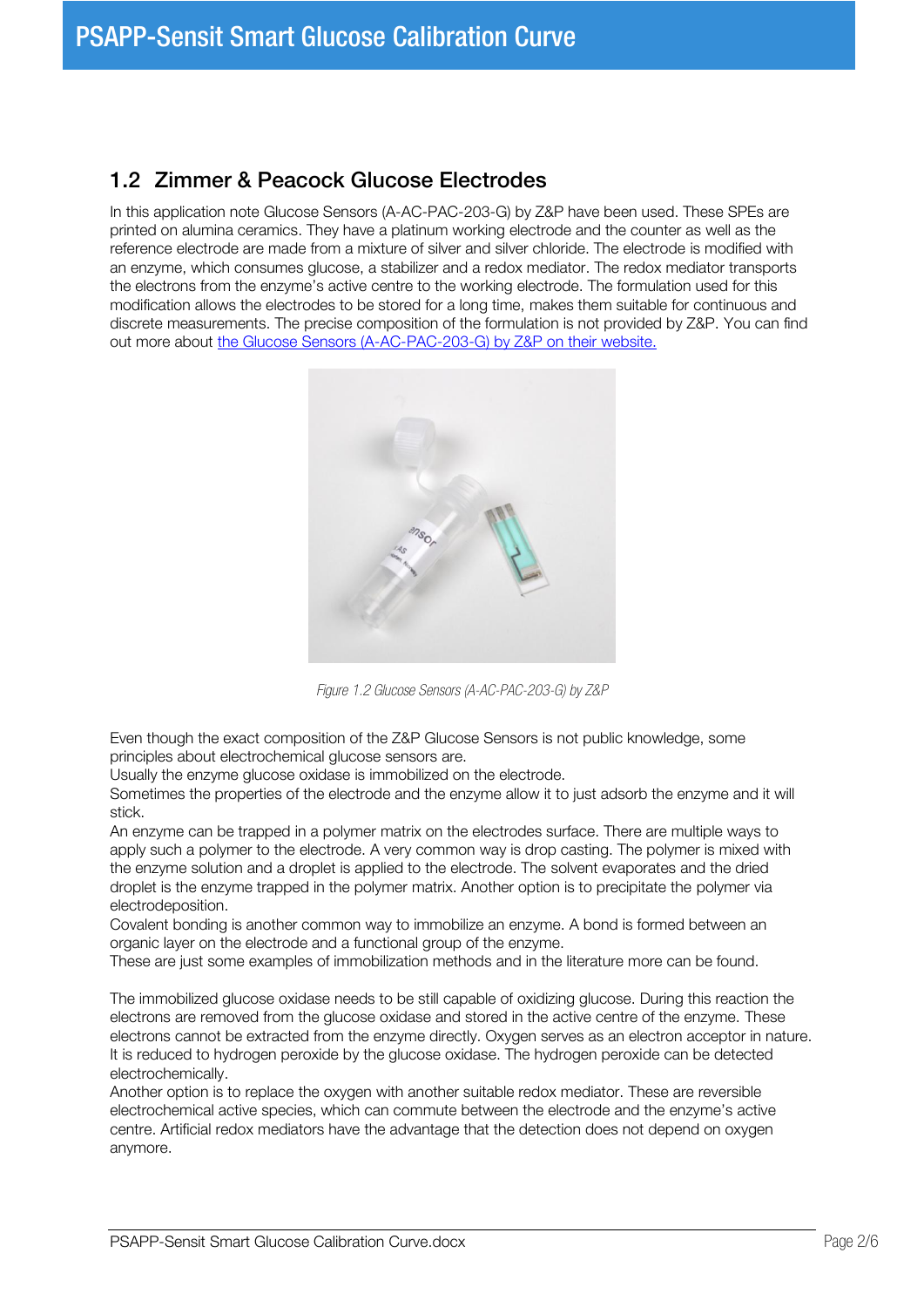## 1.2 Zimmer & Peacock Glucose Electrodes

In this application note Glucose Sensors (A-AC-PAC-203-G) by Z&P have been used. These SPEs are printed on alumina ceramics. They have a platinum working electrode and the counter as well as the reference electrode are made from a mixture of silver and silver chloride. The electrode is modified with an enzyme, which consumes glucose, a stabilizer and a redox mediator. The redox mediator transports the electrons from the enzyme's active centre to the working electrode. The formulation used for this modification allows the electrodes to be stored for a long time, makes them suitable for continuous and discrete measurements. The precise composition of the formulation is not provided by Z&P. You can find out more about [the Glucose Sensors (A-AC-PAC-203-G) by Z&P on their website.]()

*Figure 1.2 Glucose Sensors (A-AC-PAC-203-G) by Z&P*

Even though the exact composition of the Z&P Glucose Sensors is not public knowledge, some principles about electrochemical glucose sensors are.
Usually the enzyme glucose oxidase is immobilized on the electrode.
Sometimes the properties of the electrode and the enzyme allow it to just adsorb the enzyme and it will stick.
An enzyme can be trapped in a polymer matrix on the electrodes surface. There are multiple ways to apply such a polymer to the electrode. A very common way is drop casting. The polymer is mixed with the enzyme solution and a droplet is applied to the electrode. The solvent evaporates and the dried droplet is the enzyme trapped in the polymer matrix. Another option is to precipitate the polymer via electrodeposition.
Covalent bonding is another common way to immobilize an enzyme. A bond is formed between an organic layer on the electrode and a functional group of the enzyme.
These are just some examples of immobilization methods and in the literature more can be found.

The immobilized glucose oxidase needs to be still capable of oxidizing glucose. During this reaction the electrons are removed from the glucose oxidase and stored in the active centre of the enzyme. These electrons cannot be extracted from the enzyme directly. Oxygen serves as an electron acceptor in nature. It is reduced to hydrogen peroxide by the glucose oxidase. The hydrogen peroxide can be detected electrochemically.
Another option is to replace the oxygen with another suitable redox mediator. These are reversible electrochemical active species, which can commute between the electrode and the enzyme's active centre. Artificial redox mediators have the advantage that the detection does not depend on oxygen anymore.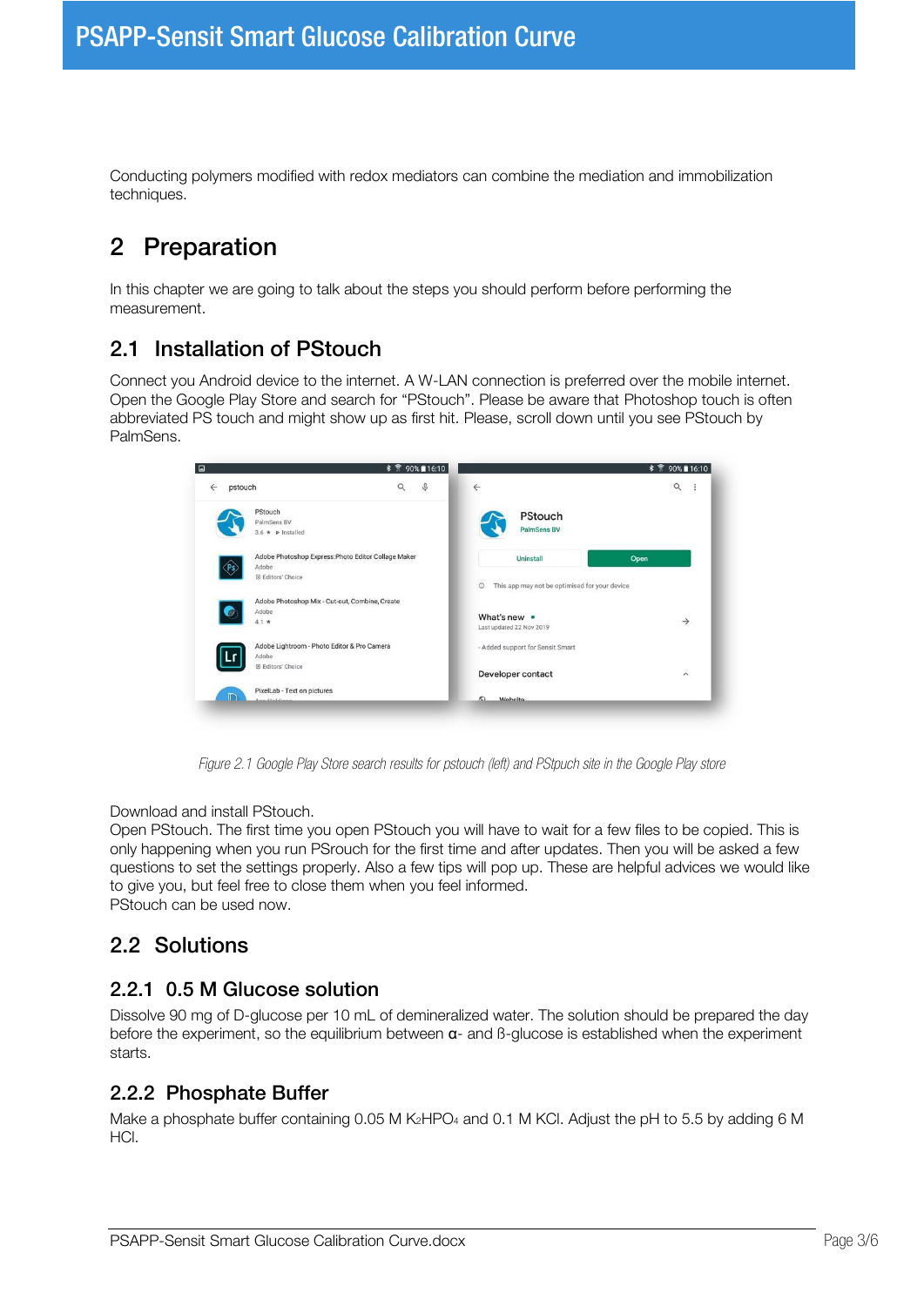Conducting polymers modified with redox mediators can combine the mediation and immobilization techniques.

# 2 Preparation

In this chapter we are going to talk about the steps you should perform before performing the measurement.

## 2.1 Installation of PStouch

Connect you Android device to the internet. A W-LAN connection is preferred over the mobile internet. Open the Google Play Store and search for “PStouch”. Please be aware that Photoshop touch is often abbreviated PS touch and might show up as first hit. Please, scroll down until you see PStouch by PalmSens.

*Figure 2.1 Google Play Store search results for pstouch (left) and PStpuch site in the Google Play store*

Download and install PStouch.
Open PStouch. The first time you open PStouch you will have to wait for a few files to be copied. This is only happening when you run PSrouch for the first time and after updates. Then you will be asked a few questions to set the settings properly. Also a few tips will pop up. These are helpful advices we would like to give you, but feel free to close them when you feel informed.
PStouch can be used now.

## 2.2 Solutions

### 2.2.1 0.5 M Glucose solution

Dissolve 90 mg of D-glucose per 10 mL of demineralized water. The solution should be prepared the day before the experiment, so the equilibrium between α- and ß-glucose is established when the experiment starts.

### 2.2.2 Phosphate Buffer

Make a phosphate buffer containing 0.05 M $K_2HPO_4$ and 0.1 M KCl. Adjust the pH to 5.5 by adding 6 M HCl.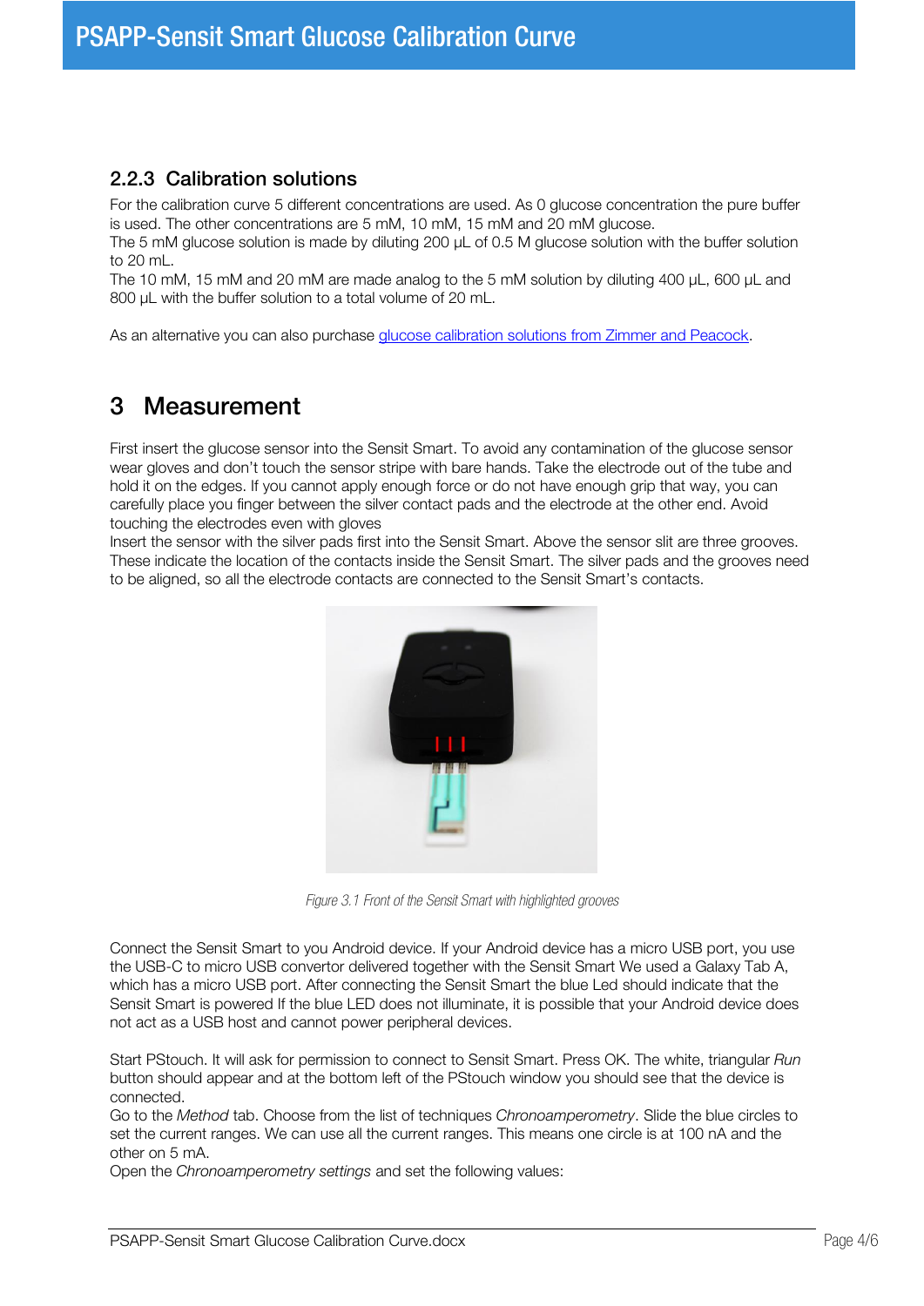### 2.2.3 Calibration solutions

For the calibration curve 5 different concentrations are used. As 0 glucose concentration the pure buffer is used. The other concentrations are 5 mM, 10 mM, 15 mM and 20 mM glucose.
The 5 mM glucose solution is made by diluting 200 µL of 0.5 M glucose solution with the buffer solution to 20 mL.
The 10 mM, 15 mM and 20 mM are made analog to the 5 mM solution by diluting 400 µL, 600 µL and 800 µL with the buffer solution to a total volume of 20 mL.

As an alternative you can also purchase [glucose calibration solutions from Zimmer and Peacock]().

# 3 Measurement

First insert the glucose sensor into the Sensit Smart. To avoid any contamination of the glucose sensor wear gloves and don't touch the sensor stripe with bare hands. Take the electrode out of the tube and hold it on the edges. If you cannot apply enough force or do not have enough grip that way, you can carefully place you finger between the silver contact pads and the electrode at the other end. Avoid touching the electrodes even with gloves
Insert the sensor with the silver pads first into the Sensit Smart. Above the sensor slit are three grooves. These indicate the location of the contacts inside the Sensit Smart. The silver pads and the grooves need to be aligned, so all the electrode contacts are connected to the Sensit Smart's contacts.

*Figure 3.1 Front of the Sensit Smart with highlighted grooves*

Connect the Sensit Smart to you Android device. If your Android device has a micro USB port, you use the USB-C to micro USB convertor delivered together with the Sensit Smart We used a Galaxy Tab A, which has a micro USB port. After connecting the Sensit Smart the blue Led should indicate that the Sensit Smart is powered If the blue LED does not illuminate, it is possible that your Android device does not act as a USB host and cannot power peripheral devices.

Start PStouch. It will ask for permission to connect to Sensit Smart. Press OK. The white, triangular *Run* button should appear and at the bottom left of the PStouch window you should see that the device is connected.
Go to the *Method* tab. Choose from the list of techniques *Chronoamperometry*. Slide the blue circles to set the current ranges. We can use all the current ranges. This means one circle is at 100 nA and the other on 5 mA.
Open the *Chronoamperometry settings* and set the following values: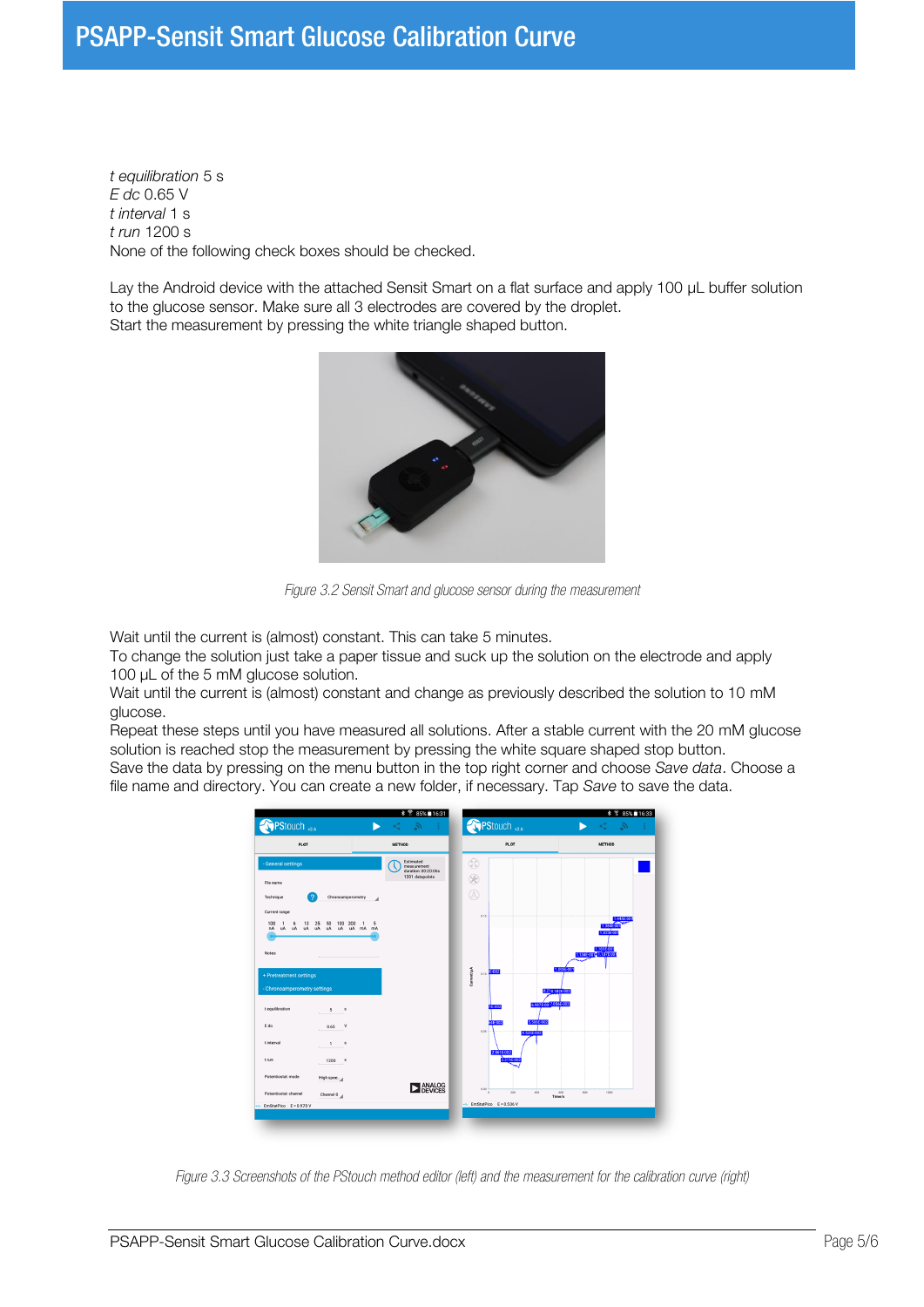*t equilibration* 5 s
*E dc* 0.65 V
*t interval* 1 s
*t run* 1200 s
None of the following check boxes should be checked.

Lay the Android device with the attached Sensit Smart on a flat surface and apply 100 µL buffer solution to the glucose sensor. Make sure all 3 electrodes are covered by the droplet.
Start the measurement by pressing the white triangle shaped button.

*Figure 3.2 Sensit Smart and glucose sensor during the measurement*

Wait until the current is (almost) constant. This can take 5 minutes.
To change the solution just take a paper tissue and suck up the solution on the electrode and apply 100 µL of the 5 mM glucose solution.
Wait until the current is (almost) constant and change as previously described the solution to 10 mM glucose.
Repeat these steps until you have measured all solutions. After a stable current with the 20 mM glucose solution is reached stop the measurement by pressing the white square shaped stop button.
Save the data by pressing on the menu button in the top right corner and choose *Save data*. Choose a file name and directory. You can create a new folder, if necessary. Tap *Save* to save the data.

*Figure 3.3 Screenshots of the PStouch method editor (left) and the measurement for the calibration curve (right)*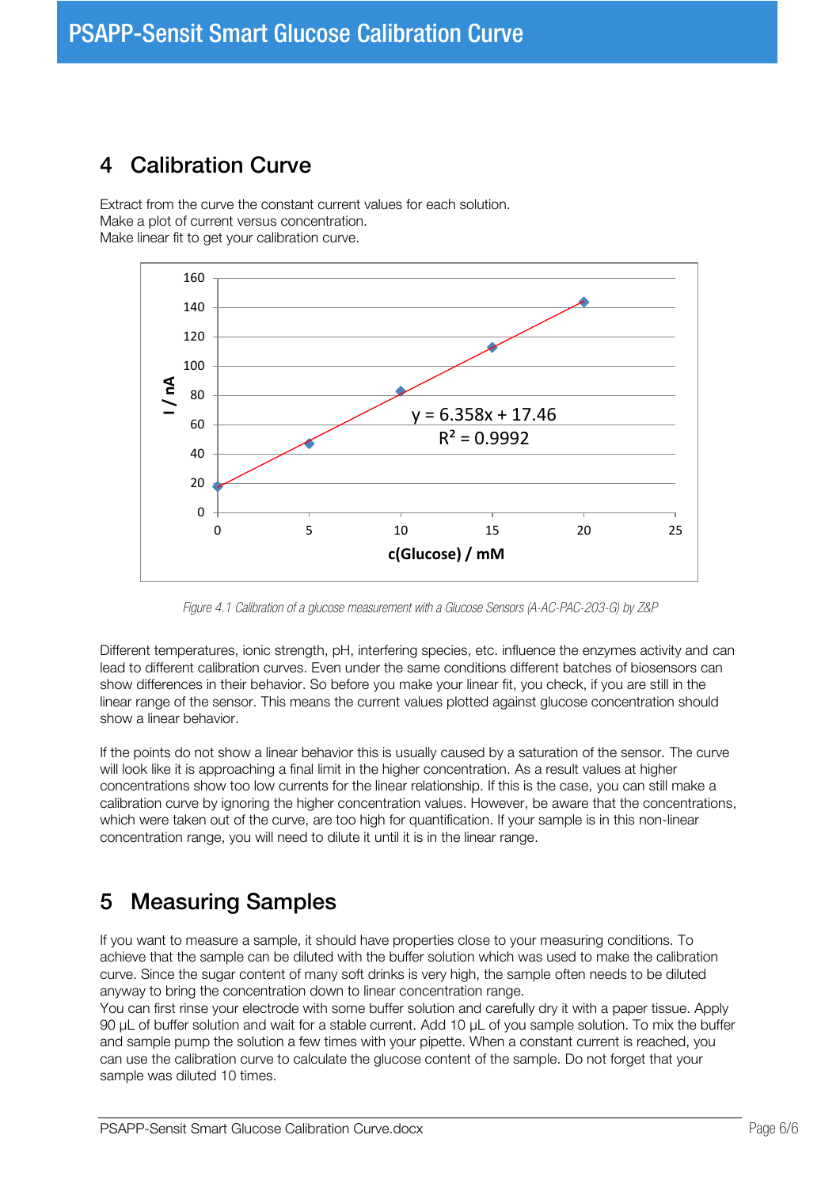## 4 Calibration Curve

Extract from the curve the constant current values for each solution.
Make a plot of current versus concentration.
Make linear fit to get your calibration curve.

160
140
120
100
80
60
40
20
0

I / nA

0 5 10 15 20 25

c(Glucose) / mM

y = 6.358x + 17.46
$R^2$ = 0.9992

*Figure 4.1 Calibration of a glucose measurement with a Glucose Sensors (A-AC-PAC-203-G) by Z&P*

Different temperatures, ionic strength, pH, interfering species, etc. influence the enzymes activity and can lead to different calibration curves. Even under the same conditions different batches of biosensors can show differences in their behavior. So before you make your linear fit, you check, if you are still in the linear range of the sensor. This means the current values plotted against glucose concentration should show a linear behavior.

If the points do not show a linear behavior this is usually caused by a saturation of the sensor. The curve will look like it is approaching a final limit in the higher concentration. As a result values at higher concentrations show too low currents for the linear relationship. If this is the case, you can still make a calibration curve by ignoring the higher concentration values. However, be aware that the concentrations, which were taken out of the curve, are too high for quantification. If your sample is in this non-linear concentration range, you will need to dilute it until it is in the linear range.

## 5 Measuring Samples

If you want to measure a sample, it should have properties close to your measuring conditions. To achieve that the sample can be diluted with the buffer solution which was used to make the calibration curve. Since the sugar content of many soft drinks is very high, the sample often needs to be diluted anyway to bring the concentration down to linear concentration range.
You can first rinse your electrode with some buffer solution and carefully dry it with a paper tissue. Apply 90 µL of buffer solution and wait for a stable current. Add 10 µL of you sample solution. To mix the buffer and sample pump the solution a few times with your pipette. When a constant current is reached, you can use the calibration curve to calculate the glucose content of the sample. Do not forget that your sample was diluted 10 times.